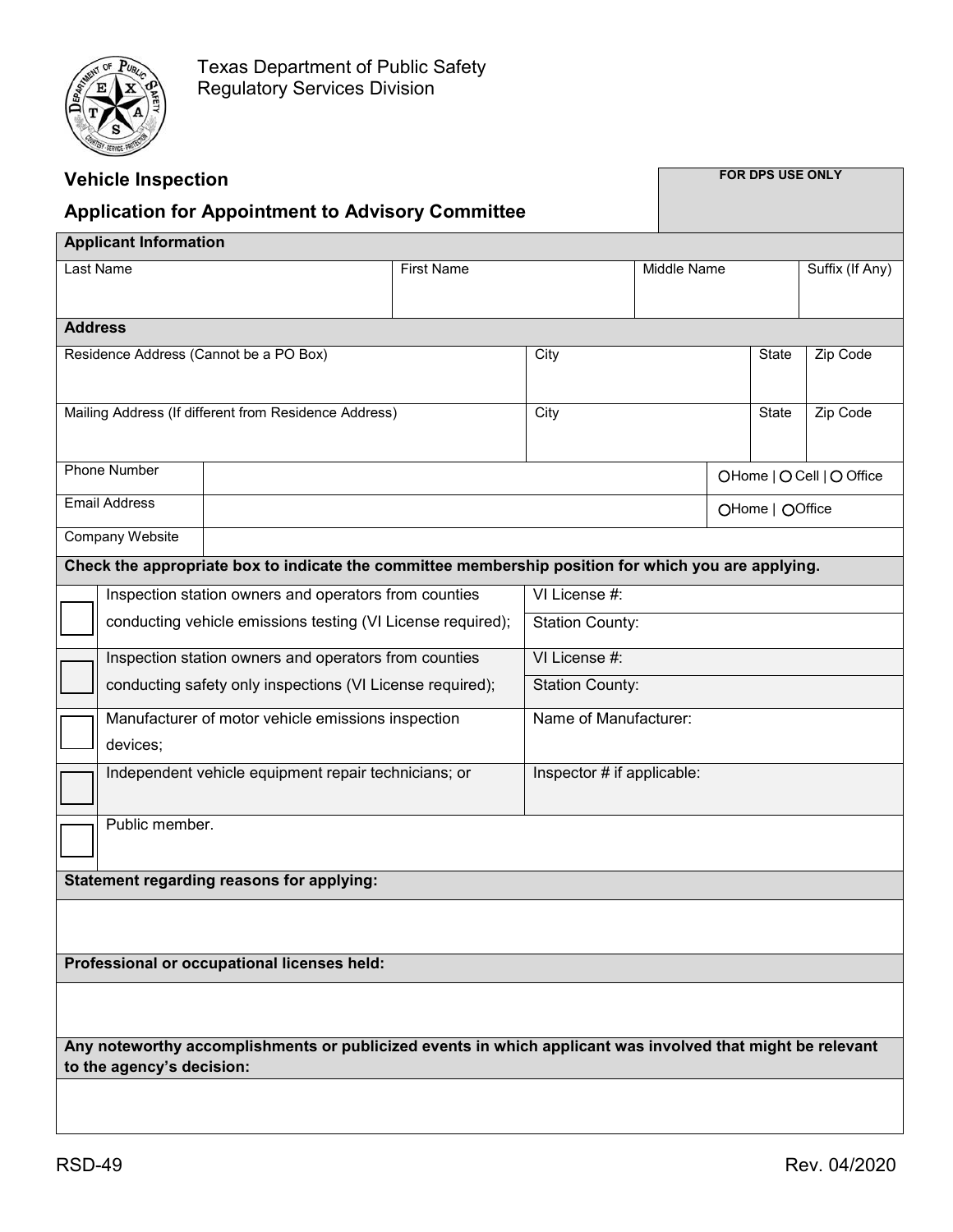Texas Department of Public Safety
Regulatory Services Division

## Vehicle Inspection

## Application for Appointment to Advisory Committee

| FOR DPS USE ONLY |
| --- |
| |

**Applicant Information**

| Last Name | First Name | Middle Name | Suffix (If Any) |
| --- | --- | --- | --- |
| | | | |

**Address**

| Residence Address (Cannot be a PO Box) | City | State | Zip Code |
| --- | --- | --- | --- |
| | | | |
| **Mailing Address (If different from Residence Address)** | **City** | **State** | **Zip Code** |
| | | | |

| Phone Number | | ○Home \| ○ Cell \| ○ Office |
| --- | --- | --- |
| Email Address | | ○Home \| ○Office |
| Company Website | | |

**Check the appropriate box to indicate the committee membership position for which you are applying.**

| | Position | Details |
| --- | --- | --- |
| ☐ | Inspection station owners and operators from counties conducting vehicle emissions testing (VI License required); | VI License #:<br>Station County: |
| ☐ | Inspection station owners and operators from counties conducting safety only inspections (VI License required); | VI License #:<br>Station County: |
| ☐ | Manufacturer of motor vehicle emissions inspection devices; | Name of Manufacturer: |
| ☐ | Independent vehicle equipment repair technicians; or | Inspector # if applicable: |
| ☐ | Public member. | |

**Statement regarding reasons for applying:**

**Professional or occupational licenses held:**

**Any noteworthy accomplishments or publicized events in which applicant was involved that might be relevant to the agency's decision:**

RSD-49 Rev. 04/2020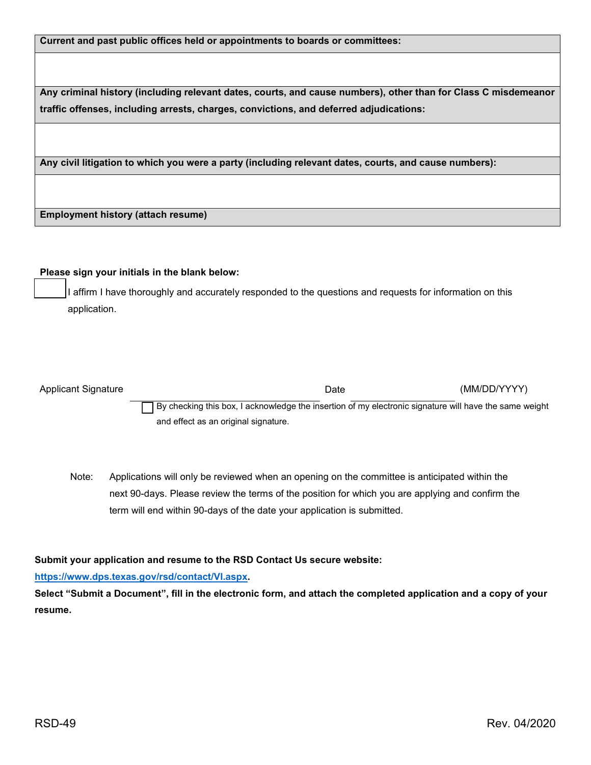| Current and past public offices held or appointments to boards or committees: |
| --- |
| |
| **Any criminal history (including relevant dates, courts, and cause numbers), other than for Class C misdemeanor traffic offenses, including arrests, charges, convictions, and deferred adjudications:** |
| |
| **Any civil litigation to which you were a party (including relevant dates, courts, and cause numbers):** |
| |
| **Employment history (attach resume)** |

**Please sign your initials in the blank below:**

☐ I affirm I have thoroughly and accurately responded to the questions and requests for information on this application.

Applicant Signature \_\_\_\_\_\_\_\_\_\_\_\_\_\_\_\_\_\_\_\_ Date \_\_\_\_\_\_\_\_\_\_\_\_ (MM/DD/YYYY)

☐ By checking this box, I acknowledge the insertion of my electronic signature will have the same weight and effect as an original signature.

Note: Applications will only be reviewed when an opening on the committee is anticipated within the next 90-days. Please review the terms of the position for which you are applying and confirm the term will end within 90-days of the date your application is submitted.

**Submit your application and resume to the RSD Contact Us secure website:**
**https://www.dps.texas.gov/rsd/contact/VI.aspx.**
**Select "Submit a Document", fill in the electronic form, and attach the completed application and a copy of your resume.**

RSD-49 Rev. 04/2020